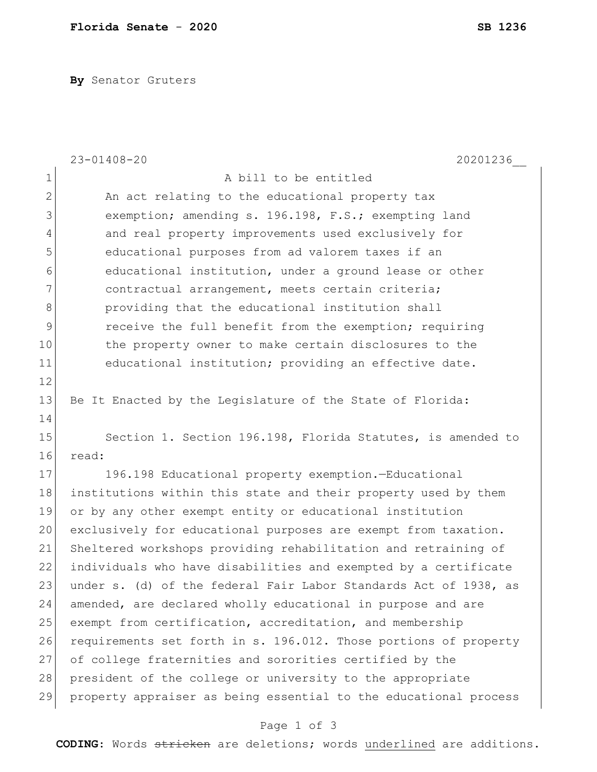**By** Senator Gruters

23-01408-20 20201236__

A bill to be entitled

An act relating to the educational property tax exemption; amending s. 196.198, F.S.; exempting land and real property improvements used exclusively for educational purposes from ad valorem taxes if an educational institution, under a ground lease or other contractual arrangement, meets certain criteria; providing that the educational institution shall receive the full benefit from the exemption; requiring the property owner to make certain disclosures to the educational institution; providing an effective date.

Be It Enacted by the Legislature of the State of Florida:

Section 1. Section 196.198, Florida Statutes, is amended to read:

196.198 Educational property exemption.—Educational institutions within this state and their property used by them or by any other exempt entity or educational institution exclusively for educational purposes are exempt from taxation. Sheltered workshops providing rehabilitation and retraining of individuals who have disabilities and exempted by a certificate under s. (d) of the federal Fair Labor Standards Act of 1938, as amended, are declared wholly educational in purpose and are exempt from certification, accreditation, and membership requirements set forth in s. 196.012. Those portions of property of college fraternities and sororities certified by the president of the college or university to the appropriate property appraiser as being essential to the educational process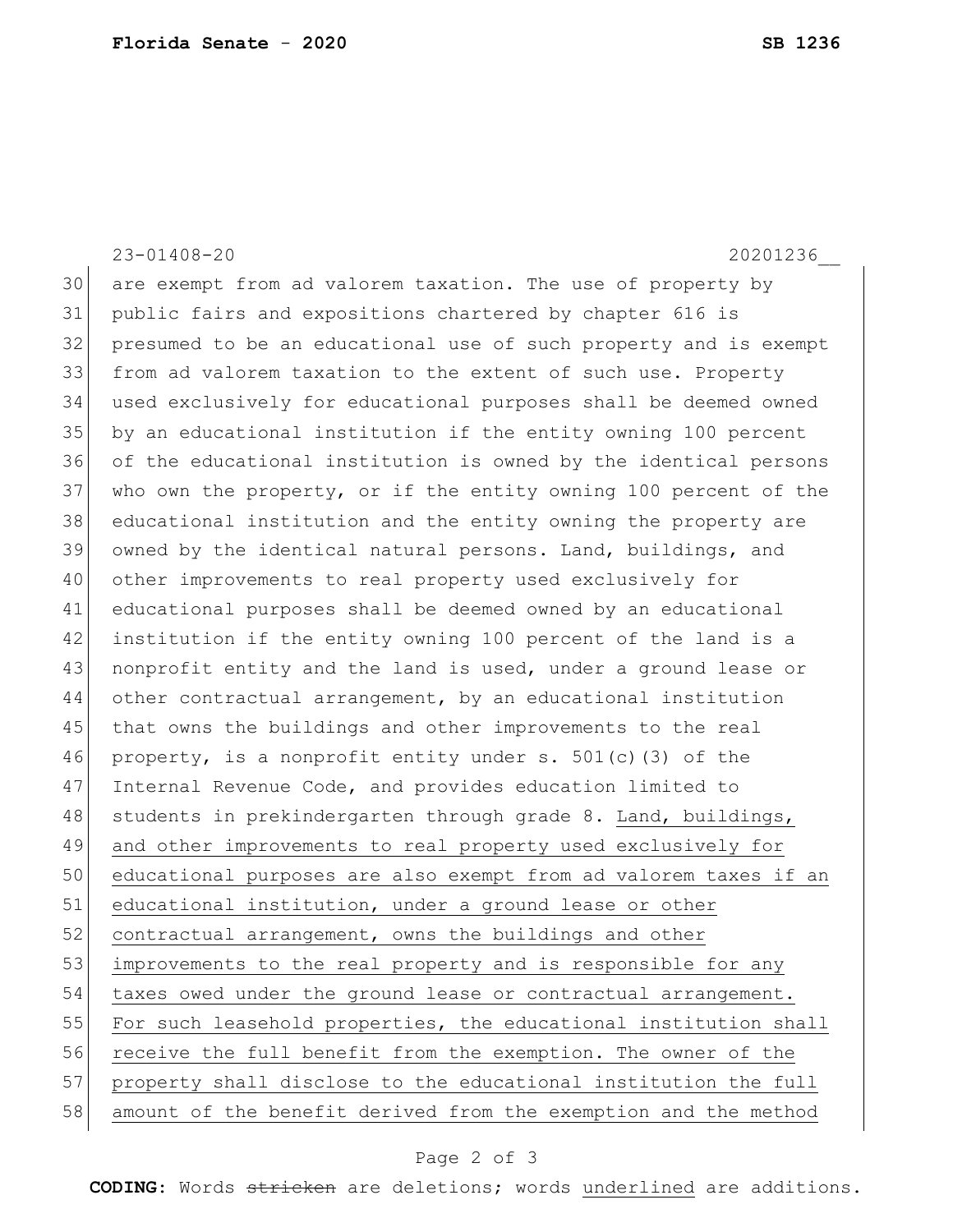are exempt from ad valorem taxation. The use of property by public fairs and expositions chartered by chapter 616 is presumed to be an educational use of such property and is exempt from ad valorem taxation to the extent of such use. Property used exclusively for educational purposes shall be deemed owned by an educational institution if the entity owning 100 percent of the educational institution is owned by the identical persons who own the property, or if the entity owning 100 percent of the educational institution and the entity owning the property are owned by the identical natural persons. Land, buildings, and other improvements to real property used exclusively for educational purposes shall be deemed owned by an educational institution if the entity owning 100 percent of the land is a nonprofit entity and the land is used, under a ground lease or other contractual arrangement, by an educational institution that owns the buildings and other improvements to the real property, is a nonprofit entity under s. 501(c)(3) of the Internal Revenue Code, and provides education limited to students in prekindergarten through grade 8. <u>Land, buildings, and other improvements to real property used exclusively for educational purposes are also exempt from ad valorem taxes if an educational institution, under a ground lease or other contractual arrangement, owns the buildings and other improvements to the real property and is responsible for any taxes owed under the ground lease or contractual arrangement. For such leasehold properties, the educational institution shall receive the full benefit from the exemption. The owner of the property shall disclose to the educational institution the full amount of the benefit derived from the exemption and the method</u>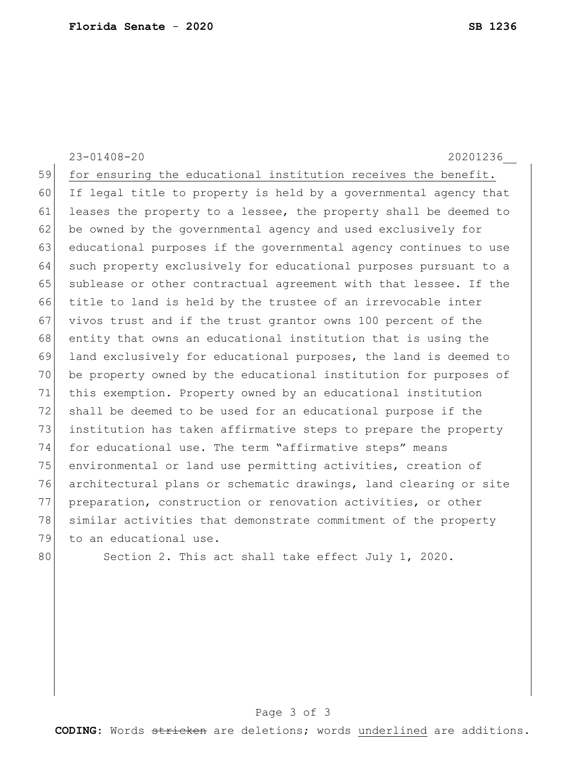<u>for ensuring the educational institution receives the benefit.</u> If legal title to property is held by a governmental agency that leases the property to a lessee, the property shall be deemed to be owned by the governmental agency and used exclusively for educational purposes if the governmental agency continues to use such property exclusively for educational purposes pursuant to a sublease or other contractual agreement with that lessee. If the title to land is held by the trustee of an irrevocable inter vivos trust and if the trust grantor owns 100 percent of the entity that owns an educational institution that is using the land exclusively for educational purposes, the land is deemed to be property owned by the educational institution for purposes of this exemption. Property owned by an educational institution shall be deemed to be used for an educational purpose if the institution has taken affirmative steps to prepare the property for educational use. The term "affirmative steps" means environmental or land use permitting activities, creation of architectural plans or schematic drawings, land clearing or site preparation, construction or renovation activities, or other similar activities that demonstrate commitment of the property to an educational use.

Section 2. This act shall take effect July 1, 2020.